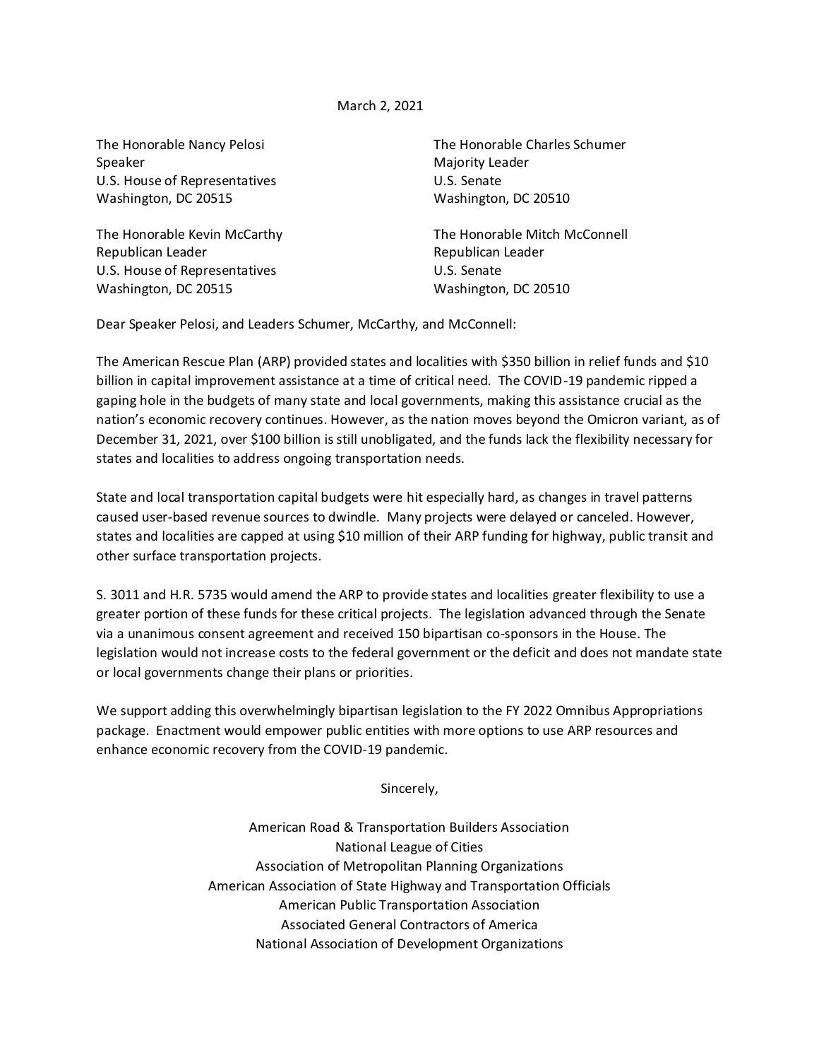March 2, 2021

The Honorable Nancy Pelosi
Speaker
U.S. House of Representatives
Washington, DC 20515

The Honorable Charles Schumer
Majority Leader
U.S. Senate
Washington, DC 20510

The Honorable Kevin McCarthy
Republican Leader
U.S. House of Representatives
Washington, DC 20515

The Honorable Mitch McConnell
Republican Leader
U.S. Senate
Washington, DC 20510

Dear Speaker Pelosi, and Leaders Schumer, McCarthy, and McConnell:

The American Rescue Plan (ARP) provided states and localities with $350 billion in relief funds and $10 billion in capital improvement assistance at a time of critical need. The COVID-19 pandemic ripped a gaping hole in the budgets of many state and local governments, making this assistance crucial as the nation's economic recovery continues. However, as the nation moves beyond the Omicron variant, as of December 31, 2021, over $100 billion is still unobligated, and the funds lack the flexibility necessary for states and localities to address ongoing transportation needs.

State and local transportation capital budgets were hit especially hard, as changes in travel patterns caused user-based revenue sources to dwindle. Many projects were delayed or canceled. However, states and localities are capped at using $10 million of their ARP funding for highway, public transit and other surface transportation projects.

S. 3011 and H.R. 5735 would amend the ARP to provide states and localities greater flexibility to use a greater portion of these funds for these critical projects. The legislation advanced through the Senate via a unanimous consent agreement and received 150 bipartisan co-sponsors in the House. The legislation would not increase costs to the federal government or the deficit and does not mandate state or local governments change their plans or priorities.

We support adding this overwhelmingly bipartisan legislation to the FY 2022 Omnibus Appropriations package. Enactment would empower public entities with more options to use ARP resources and enhance economic recovery from the COVID-19 pandemic.

Sincerely,

American Road & Transportation Builders Association
National League of Cities
Association of Metropolitan Planning Organizations
American Association of State Highway and Transportation Officials
American Public Transportation Association
Associated General Contractors of America
National Association of Development Organizations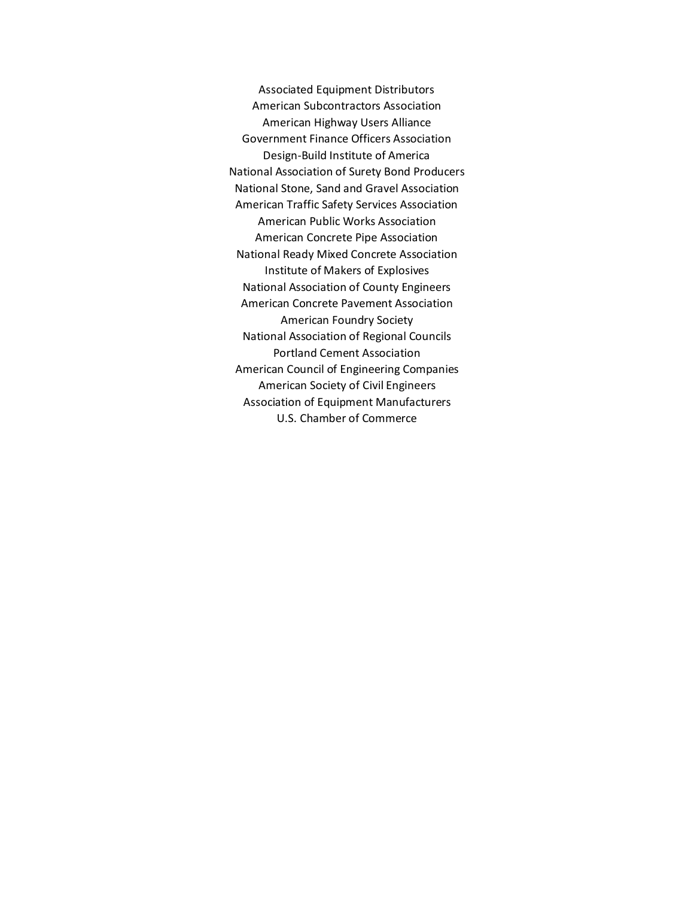Associated Equipment Distributors
American Subcontractors Association
American Highway Users Alliance
Government Finance Officers Association
Design-Build Institute of America
National Association of Surety Bond Producers
National Stone, Sand and Gravel Association
American Traffic Safety Services Association
American Public Works Association
American Concrete Pipe Association
National Ready Mixed Concrete Association
Institute of Makers of Explosives
National Association of County Engineers
American Concrete Pavement Association
American Foundry Society
National Association of Regional Councils
Portland Cement Association
American Council of Engineering Companies
American Society of Civil Engineers
Association of Equipment Manufacturers
U.S. Chamber of Commerce